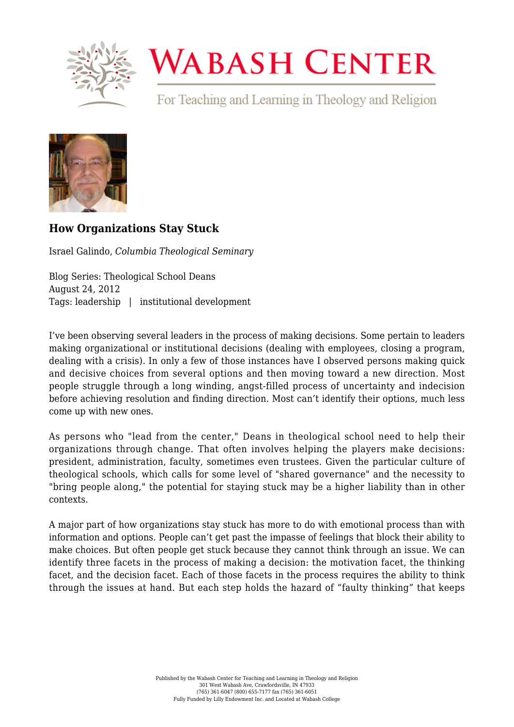# WABASH CENTER

For Teaching and Learning in Theology and Religion

## How Organizations Stay Stuck

Israel Galindo, *Columbia Theological Seminary*

Blog Series: Theological School Deans
August 24, 2012
Tags: leadership | institutional development

I've been observing several leaders in the process of making decisions. Some pertain to leaders making organizational or institutional decisions (dealing with employees, closing a program, dealing with a crisis). In only a few of those instances have I observed persons making quick and decisive choices from several options and then moving toward a new direction. Most people struggle through a long winding, angst-filled process of uncertainty and indecision before achieving resolution and finding direction. Most can't identify their options, much less come up with new ones.

As persons who "lead from the center," Deans in theological school need to help their organizations through change. That often involves helping the players make decisions: president, administration, faculty, sometimes even trustees. Given the particular culture of theological schools, which calls for some level of "shared governance" and the necessity to "bring people along," the potential for staying stuck may be a higher liability than in other contexts.

A major part of how organizations stay stuck has more to do with emotional process than with information and options. People can't get past the impasse of feelings that block their ability to make choices. But often people get stuck because they cannot think through an issue. We can identify three facets in the process of making a decision: the motivation facet, the thinking facet, and the decision facet. Each of those facets in the process requires the ability to think through the issues at hand. But each step holds the hazard of "faulty thinking" that keeps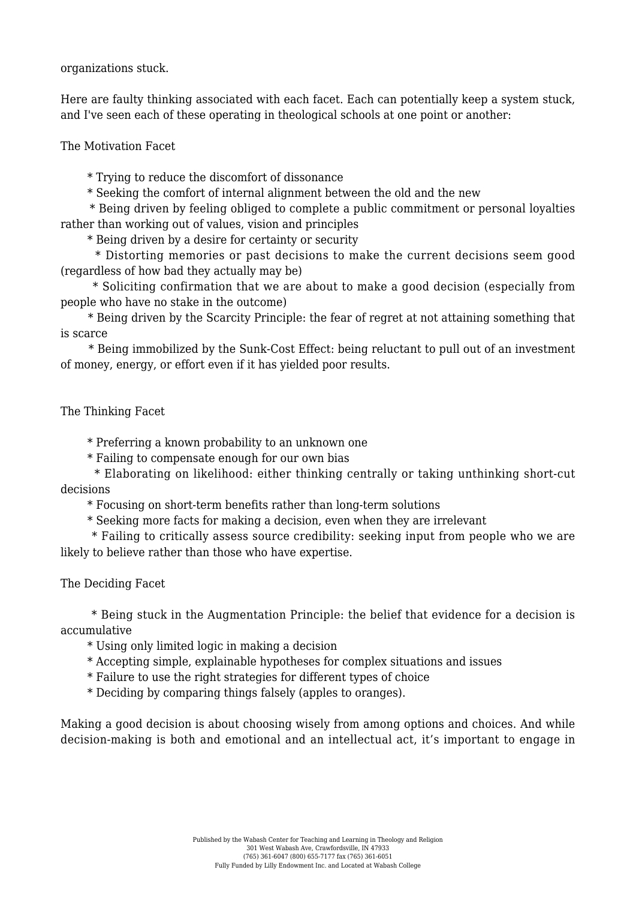organizations stuck.

Here are faulty thinking associated with each facet. Each can potentially keep a system stuck, and I've seen each of these operating in theological schools at one point or another:

The Motivation Facet

* Trying to reduce the discomfort of dissonance
* Seeking the comfort of internal alignment between the old and the new
* Being driven by feeling obliged to complete a public commitment or personal loyalties rather than working out of values, vision and principles
* Being driven by a desire for certainty or security
* Distorting memories or past decisions to make the current decisions seem good (regardless of how bad they actually may be)
* Soliciting confirmation that we are about to make a good decision (especially from people who have no stake in the outcome)
* Being driven by the Scarcity Principle: the fear of regret at not attaining something that is scarce
* Being immobilized by the Sunk-Cost Effect: being reluctant to pull out of an investment of money, energy, or effort even if it has yielded poor results.

The Thinking Facet

* Preferring a known probability to an unknown one
* Failing to compensate enough for our own bias
* Elaborating on likelihood: either thinking centrally or taking unthinking short-cut decisions
* Focusing on short-term benefits rather than long-term solutions
* Seeking more facts for making a decision, even when they are irrelevant
* Failing to critically assess source credibility: seeking input from people who we are likely to believe rather than those who have expertise.

The Deciding Facet

* Being stuck in the Augmentation Principle: the belief that evidence for a decision is accumulative
* Using only limited logic in making a decision
* Accepting simple, explainable hypotheses for complex situations and issues
* Failure to use the right strategies for different types of choice
* Deciding by comparing things falsely (apples to oranges).

Making a good decision is about choosing wisely from among options and choices. And while decision-making is both and emotional and an intellectual act, it’s important to engage in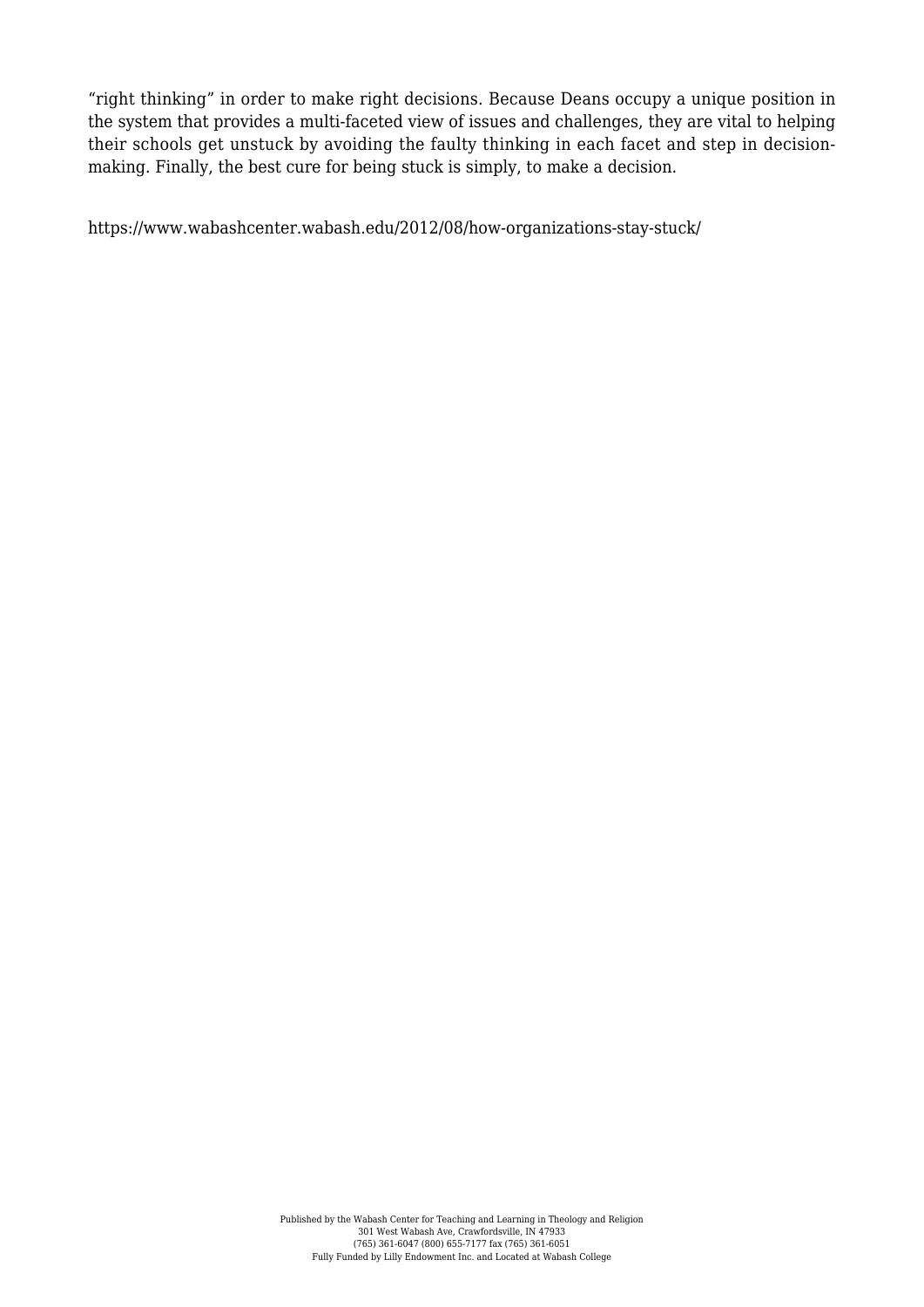"right thinking" in order to make right decisions. Because Deans occupy a unique position in the system that provides a multi-faceted view of issues and challenges, they are vital to helping their schools get unstuck by avoiding the faulty thinking in each facet and step in decision-making. Finally, the best cure for being stuck is simply, to make a decision.

https://www.wabashcenter.wabash.edu/2012/08/how-organizations-stay-stuck/